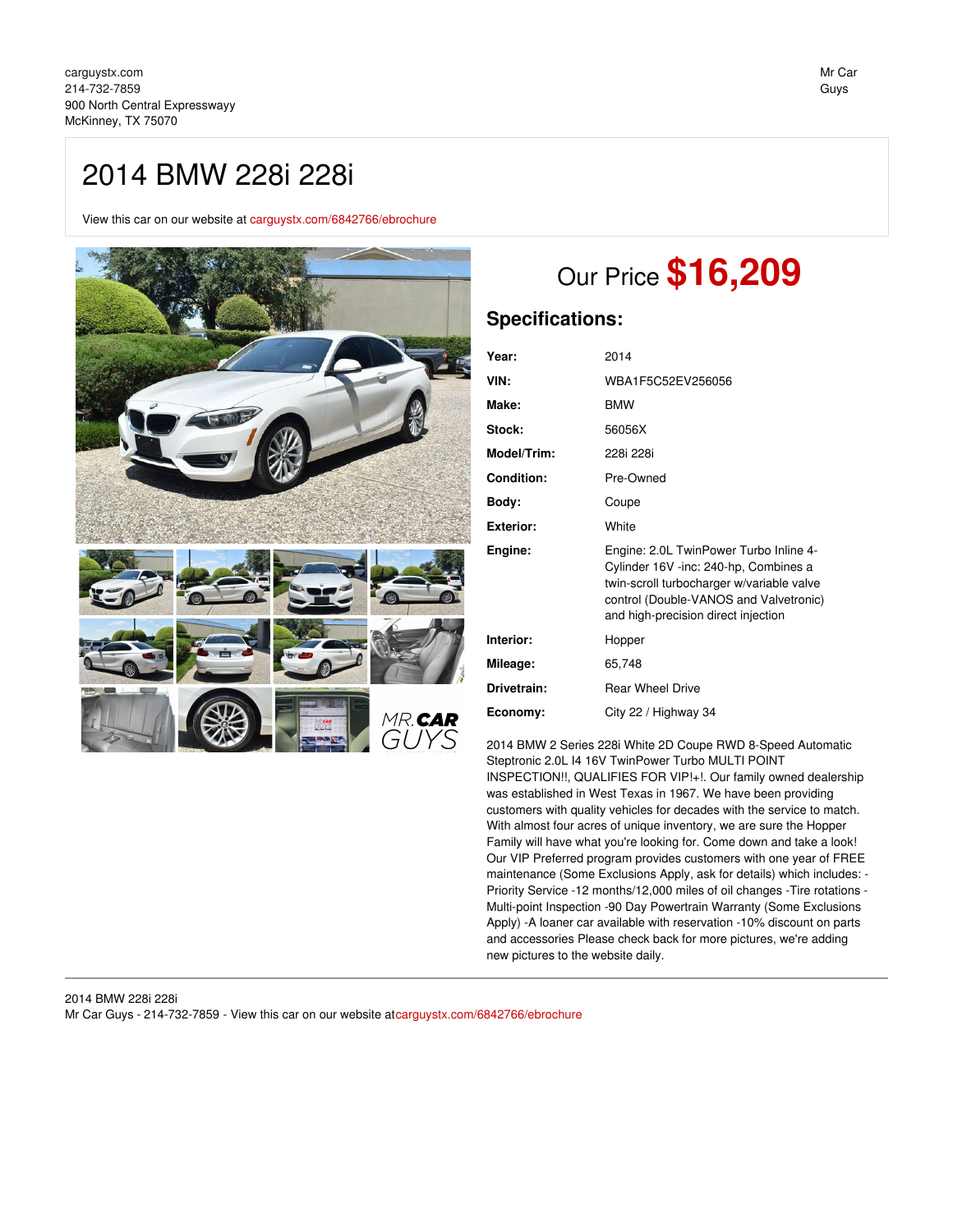carguystx.com
214-732-7859
900 North Central Expresswayy
McKinney, TX 75070

Mr Car Guys

# 2014 BMW 228i 228i

View this car on our website at carguystx.com/6842766/ebrochure

## Our Price **$16,209**

## Specifications:

| | |
|---|---|
| **Year:** | 2014 |
| **VIN:** | WBA1F5C52EV256056 |
| **Make:** | BMW |
| **Stock:** | 56056X |
| **Model/Trim:** | 228i 228i |
| **Condition:** | Pre-Owned |
| **Body:** | Coupe |
| **Exterior:** | White |
| **Engine:** | Engine: 2.0L TwinPower Turbo Inline 4-Cylinder 16V -inc: 240-hp, Combines a twin-scroll turbocharger w/variable valve control (Double-VANOS and Valvetronic) and high-precision direct injection |
| **Interior:** | Hopper |
| **Mileage:** | 65,748 |
| **Drivetrain:** | Rear Wheel Drive |
| **Economy:** | City 22 / Highway 34 |

2014 BMW 2 Series 228i White 2D Coupe RWD 8-Speed Automatic Steptronic 2.0L I4 16V TwinPower Turbo MULTI POINT INSPECTION!!, QUALIFIES FOR VIP!+!. Our family owned dealership was established in West Texas in 1967. We have been providing customers with quality vehicles for decades with the service to match. With almost four acres of unique inventory, we are sure the Hopper Family will have what you're looking for. Come down and take a look! Our VIP Preferred program provides customers with one year of FREE maintenance (Some Exclusions Apply, ask for details) which includes: -Priority Service -12 months/12,000 miles of oil changes -Tire rotations -Multi-point Inspection -90 Day Powertrain Warranty (Some Exclusions Apply) -A loaner car available with reservation -10% discount on parts and accessories Please check back for more pictures, we're adding new pictures to the website daily.

2014 BMW 228i 228i
Mr Car Guys - 214-732-7859 - View this car on our website atcarguystx.com/6842766/ebrochure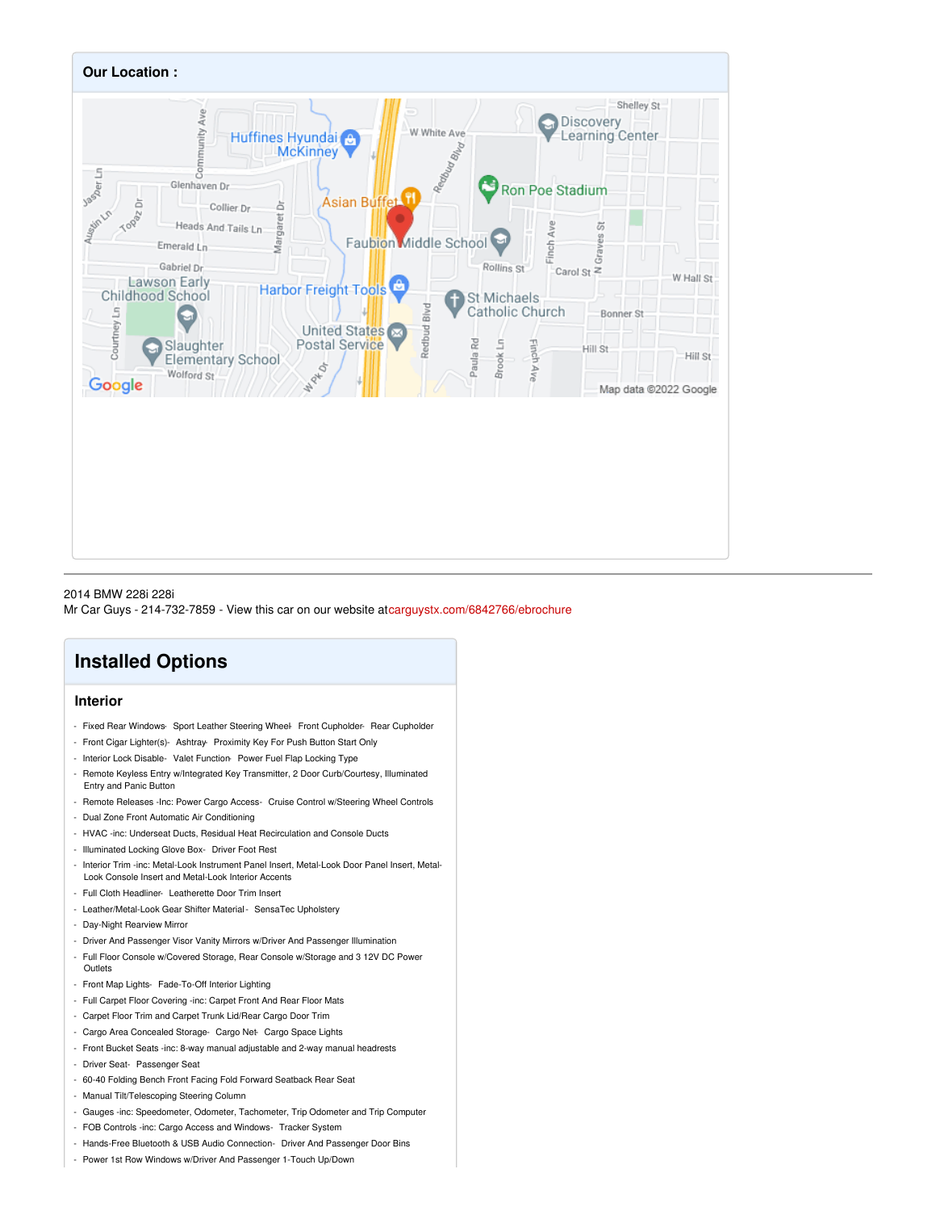## Our Location :

2014 BMW 228i 228i
Mr Car Guys - 214-732-7859 - View this car on our website atcarguystx.com/6842766/ebrochure

# Installed Options

## Interior

- Fixed Rear Windows- Sport Leather Steering Wheel- Front Cupholder- Rear Cupholder
- Front Cigar Lighter(s)- Ashtray- Proximity Key For Push Button Start Only
- Interior Lock Disable- Valet Function- Power Fuel Flap Locking Type
- Remote Keyless Entry w/Integrated Key Transmitter, 2 Door Curb/Courtesy, Illuminated Entry and Panic Button
- Remote Releases -Inc: Power Cargo Access- Cruise Control w/Steering Wheel Controls
- Dual Zone Front Automatic Air Conditioning
- HVAC -inc: Underseat Ducts, Residual Heat Recirculation and Console Ducts
- Illuminated Locking Glove Box- Driver Foot Rest
- Interior Trim -inc: Metal-Look Instrument Panel Insert, Metal-Look Door Panel Insert, Metal-Look Console Insert and Metal-Look Interior Accents
- Full Cloth Headliner- Leatherette Door Trim Insert
- Leather/Metal-Look Gear Shifter Material- SensaTec Upholstery
- Day-Night Rearview Mirror
- Driver And Passenger Visor Vanity Mirrors w/Driver And Passenger Illumination
- Full Floor Console w/Covered Storage, Rear Console w/Storage and 3 12V DC Power Outlets
- Front Map Lights- Fade-To-Off Interior Lighting
- Full Carpet Floor Covering -inc: Carpet Front And Rear Floor Mats
- Carpet Floor Trim and Carpet Trunk Lid/Rear Cargo Door Trim
- Cargo Area Concealed Storage- Cargo Net- Cargo Space Lights
- Front Bucket Seats -inc: 8-way manual adjustable and 2-way manual headrests
- Driver Seat- Passenger Seat
- 60-40 Folding Bench Front Facing Fold Forward Seatback Rear Seat
- Manual Tilt/Telescoping Steering Column
- Gauges -inc: Speedometer, Odometer, Tachometer, Trip Odometer and Trip Computer
- FOB Controls -inc: Cargo Access and Windows- Tracker System
- Hands-Free Bluetooth & USB Audio Connection- Driver And Passenger Door Bins
- Power 1st Row Windows w/Driver And Passenger 1-Touch Up/Down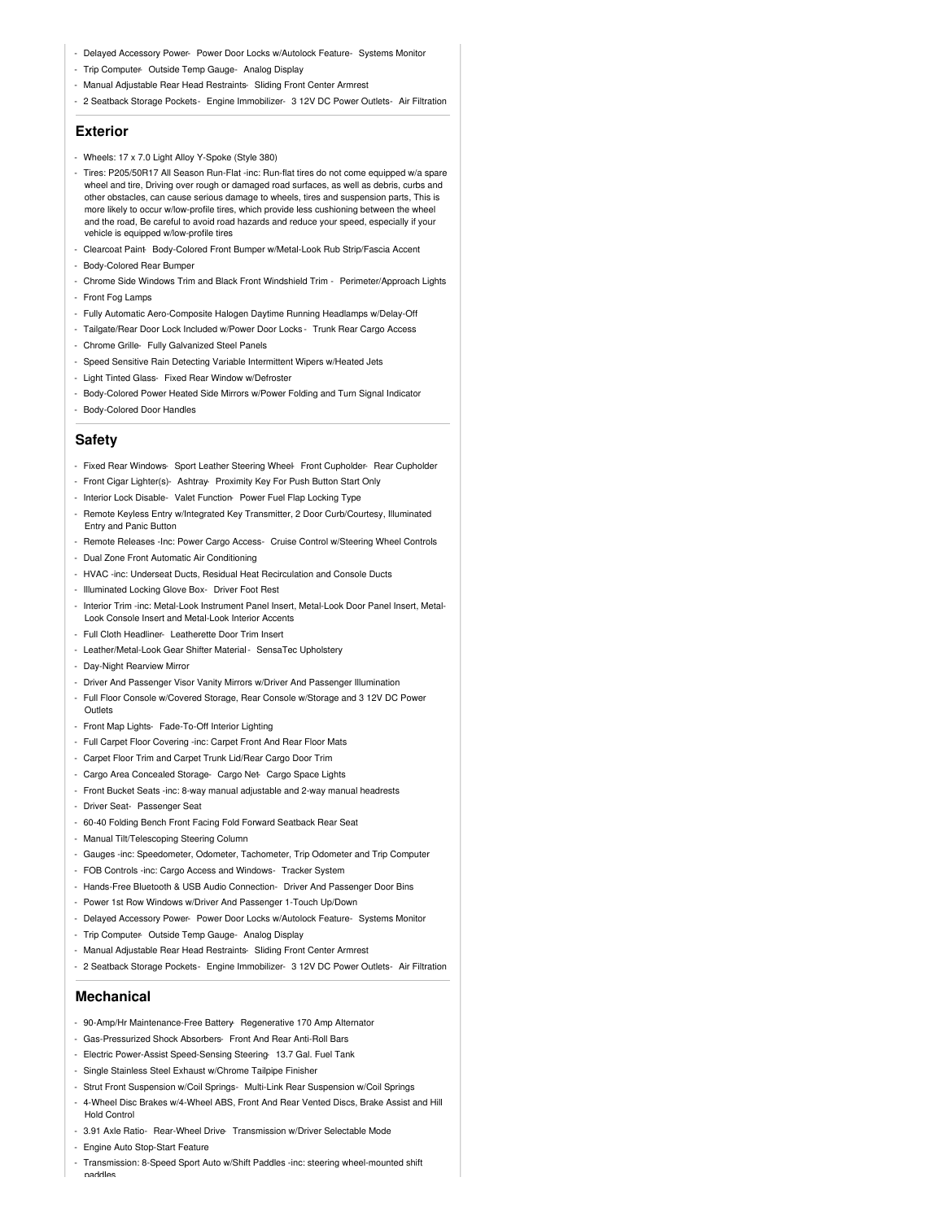- Delayed Accessory Power- Power Door Locks w/Autolock Feature- Systems Monitor
- Trip Computer- Outside Temp Gauge- Analog Display
- Manual Adjustable Rear Head Restraints- Sliding Front Center Armrest
- 2 Seatback Storage Pockets- Engine Immobilizer- 3 12V DC Power Outlets- Air Filtration

## Exterior

- Wheels: 17 x 7.0 Light Alloy Y-Spoke (Style 380)
- Tires: P205/50R17 All Season Run-Flat -inc: Run-flat tires do not come equipped w/a spare wheel and tire, Driving over rough or damaged road surfaces, as well as debris, curbs and other obstacles, can cause serious damage to wheels, tires and suspension parts, This is more likely to occur w/low-profile tires, which provide less cushioning between the wheel and the road, Be careful to avoid road hazards and reduce your speed, especially if your vehicle is equipped w/low-profile tires
- Clearcoat Paint- Body-Colored Front Bumper w/Metal-Look Rub Strip/Fascia Accent
- Body-Colored Rear Bumper
- Chrome Side Windows Trim and Black Front Windshield Trim - Perimeter/Approach Lights
- Front Fog Lamps
- Fully Automatic Aero-Composite Halogen Daytime Running Headlamps w/Delay-Off
- Tailgate/Rear Door Lock Included w/Power Door Locks - Trunk Rear Cargo Access
- Chrome Grille- Fully Galvanized Steel Panels
- Speed Sensitive Rain Detecting Variable Intermittent Wipers w/Heated Jets
- Light Tinted Glass- Fixed Rear Window w/Defroster
- Body-Colored Power Heated Side Mirrors w/Power Folding and Turn Signal Indicator
- Body-Colored Door Handles

## Safety

- Fixed Rear Windows- Sport Leather Steering Wheel- Front Cupholder- Rear Cupholder
- Front Cigar Lighter(s)- Ashtray- Proximity Key For Push Button Start Only
- Interior Lock Disable- Valet Function- Power Fuel Flap Locking Type
- Remote Keyless Entry w/Integrated Key Transmitter, 2 Door Curb/Courtesy, Illuminated Entry and Panic Button
- Remote Releases -Inc: Power Cargo Access- Cruise Control w/Steering Wheel Controls
- Dual Zone Front Automatic Air Conditioning
- HVAC -inc: Underseat Ducts, Residual Heat Recirculation and Console Ducts
- Illuminated Locking Glove Box- Driver Foot Rest
- Interior Trim -inc: Metal-Look Instrument Panel Insert, Metal-Look Door Panel Insert, Metal-Look Console Insert and Metal-Look Interior Accents
- Full Cloth Headliner- Leatherette Door Trim Insert
- Leather/Metal-Look Gear Shifter Material - SensaTec Upholstery
- Day-Night Rearview Mirror
- Driver And Passenger Visor Vanity Mirrors w/Driver And Passenger Illumination
- Full Floor Console w/Covered Storage, Rear Console w/Storage and 3 12V DC Power Outlets
- Front Map Lights- Fade-To-Off Interior Lighting
- Full Carpet Floor Covering -inc: Carpet Front And Rear Floor Mats
- Carpet Floor Trim and Carpet Trunk Lid/Rear Cargo Door Trim
- Cargo Area Concealed Storage- Cargo Net- Cargo Space Lights
- Front Bucket Seats -inc: 8-way manual adjustable and 2-way manual headrests
- Driver Seat- Passenger Seat
- 60-40 Folding Bench Front Facing Fold Forward Seatback Rear Seat
- Manual Tilt/Telescoping Steering Column
- Gauges -inc: Speedometer, Odometer, Tachometer, Trip Odometer and Trip Computer
- FOB Controls -inc: Cargo Access and Windows- Tracker System
- Hands-Free Bluetooth & USB Audio Connection- Driver And Passenger Door Bins
- Power 1st Row Windows w/Driver And Passenger 1-Touch Up/Down
- Delayed Accessory Power- Power Door Locks w/Autolock Feature- Systems Monitor
- Trip Computer- Outside Temp Gauge- Analog Display
- Manual Adjustable Rear Head Restraints- Sliding Front Center Armrest
- 2 Seatback Storage Pockets- Engine Immobilizer- 3 12V DC Power Outlets- Air Filtration

## Mechanical

- 90-Amp/Hr Maintenance-Free Battery- Regenerative 170 Amp Alternator
- Gas-Pressurized Shock Absorbers- Front And Rear Anti-Roll Bars
- Electric Power-Assist Speed-Sensing Steering- 13.7 Gal. Fuel Tank
- Single Stainless Steel Exhaust w/Chrome Tailpipe Finisher
- Strut Front Suspension w/Coil Springs- Multi-Link Rear Suspension w/Coil Springs
- 4-Wheel Disc Brakes w/4-Wheel ABS, Front And Rear Vented Discs, Brake Assist and Hill Hold Control
- 3.91 Axle Ratio- Rear-Wheel Drive- Transmission w/Driver Selectable Mode
- Engine Auto Stop-Start Feature
- Transmission: 8-Speed Sport Auto w/Shift Paddles -inc: steering wheel-mounted shift paddles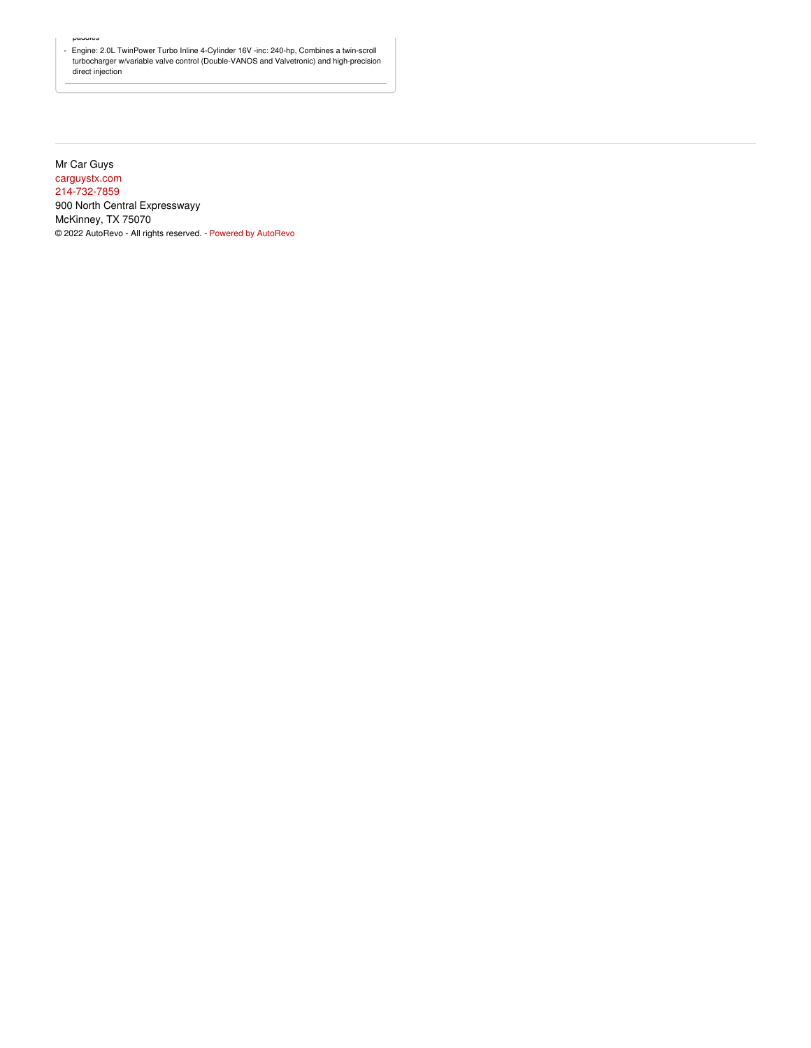paddles

- Engine: 2.0L TwinPower Turbo Inline 4-Cylinder 16V -inc: 240-hp, Combines a twin-scroll turbocharger w/variable valve control (Double-VANOS and Valvetronic) and high-precision direct injection

---

Mr Car Guys
carguystx.com
214-732-7859
900 North Central Expresswayy
McKinney, TX 75070
© 2022 AutoRevo - All rights reserved. - Powered by AutoRevo